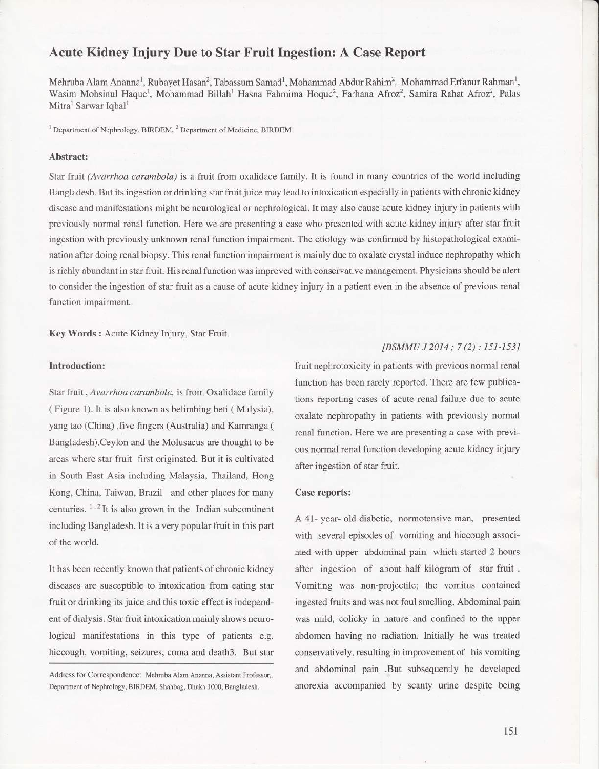# Acute Kidney Injury Due to Star Fruit Ingestion: A Case Report

Mehruba Alam Ananna[1], Rubayet Hasan[2], Tabassum Samad[1], Mohammad Abdur Rahim[2], Mohammad Erfanur Rahman[1], Wasim Mohsinul Haque[1], Mohammad Billah[1] Hasna Fahmima Hoque[2], Farhana Afroz[2], Samira Rahat Afroz[2], Palas Mitra[1] Sarwar Iqbal[1]

[1] Department of Nephrology, BIRDEM, [2] Department of Medicine, BIRDEM

## Abstract:

Star fruit *(Avarrhoa carambola)* is a fruit from oxalidace family. It is found in many countries of the world including Bangladesh. But its ingestion or drinking star fruit juice may lead to intoxication especially in patients with chronic kidney disease and manifestations might be neurological or nephrological. It may also cause acute kidney injury in patients with previously normal renal function. Here we are presenting a case who presented with acute kidney injury after star fruit ingestion with previously unknown renal function impairment. The etiology was confirmed by histopathological examination after doing renal biopsy. This renal function impairment is mainly due to oxalate crystal induce nephropathy which is richly abundant in star fruit. His renal function was improved with conservative management. Physicians should be alert to consider the ingestion of star fruit as a cause of acute kidney injury in a patient even in the absence of previous renal function impairment.

**Key Words :** Acute Kidney Injury, Star Fruit.

*[BSMMU J 2014 ; 7 (2) : 151-153]*

## Introduction:

Star fruit , *Avarrhoa carambola,* is from Oxalidace family ( Figure 1). It is also known as belimbing beti ( Malysia), yang tao (China) ,five fingers (Australia) and Kamranga ( Bangladesh).Ceylon and the Molusaeus are thought to be areas where star fruit first originated. But it is cultivated in South East Asia including Malaysia, Thailand, Hong Kong, China, Taiwan, Brazil and other places for many centuries. [1,2] It is also grown in the Indian subcontinent including Bangladesh. It is a very popular fruit in this part of the world.

It has been recently known that patients of chronic kidney diseases are susceptible to intoxication from eating star fruit or drinking its juice and this toxic effect is independent of dialysis. Star fruit intoxication mainly shows neurological manifestations in this type of patients e.g. hiccough, vomiting, seizures, coma and death3. But star fruit nephrotoxicity in patients with previous normal renal function has been rarely reported. There are few publications reporting cases of acute renal failure due to acute oxalate nephropathy in patients with previously normal renal function. Here we are presenting a case with previous normal renal function developing acute kidney injury after ingestion of star fruit.

Address for Correspondence: Mehruba Alam Ananna, Assistant Professor, Department of Nephrology, BIRDEM, Shahbag, Dhaka 1000, Bangladesh.

## Case reports:

A 41- year- old diabetic, normotensive man, presented with several episodes of vomiting and hiccough associated with upper abdominal pain which started 2 hours after ingestion of about half kilogram of star fruit . Vomiting was non-projectile; the vomitus contained ingested fruits and was not foul smelling. Abdominal pain was mild, colicky in nature and confined to the upper abdomen having no radiation. Initially he was treated conservatively, resulting in improvement of his vomiting and abdominal pain .But subsequently he developed anorexia accompanied by scanty urine despite being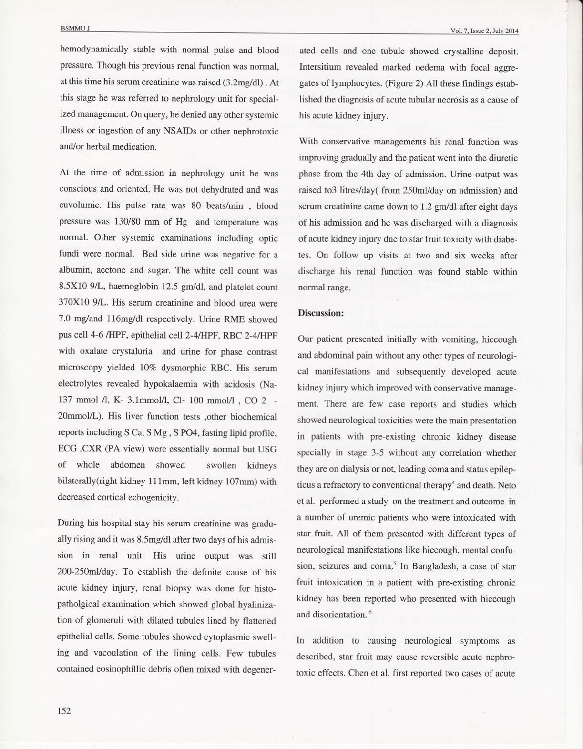hemodynamically stable with normal pulse and blood pressure. Though his previous renal function was normal, at this time his serum creatinine was raised (3.2mg/dl). At this stage he was referred to nephrology unit for specialized management. On query, he denied any other systemic illness or ingestion of any NSAIDs or other nephrotoxic and/or herbal medication.

At the time of admission in nephrology unit he was conscious and oriented. He was not dehydrated and was euvolumic. His pulse rate was 80 beats/min , blood pressure was 130/80 mm of Hg and temperature was normal. Other systemic examinations including optic fundi were normal. Bed side urine was negative for a albumin, acetone and sugar. The white cell count was 8.5X10 9/L, haemoglobin 12.5 gm/dl, and platelet count 370X10 9/L. His serum creatinine and blood urea were 7.0 mg/and 116mg/dl respectively. Urine RME showed pus cell 4-6 /HPF, epithelial cell 2-4/HPF, RBC 2-4/HPF with oxalate crystaluria and urine for phase contrast microscopy yielded 10% dysmorphic RBC. His serum electrolytes revealed hypokalaemia with acidosis (Na- 137 mmol /l, K- 3.1mmol/l, Cl- 100 mmol/l , CO 2 - 20mmol/L). His liver function tests ,other biochemical reports including S Ca, S Mg , S PO4, fasting lipid profile, ECG ,CXR (PA view) were essentially normal but USG of whole abdomen showed swollen kidneys bilaterally(right kidney 111mm, left kidney 107mm) with decreased cortical echogenicity.

During his hospital stay his serum creatinine was gradually rising and it was 8.5mg/dl after two days of his admission in renal unit. His urine output was still 200-250ml/day. To establish the definite cause of his acute kidney injury, renal biopsy was done for histopatholgical examination which showed global hyalinization of glomeruli with dilated tubules lined by flattened epithelial cells. Some tubules showed cytoplasmic swelling and vacoulation of the lining cells. Few tubules contained eosinophillic debris often mixed with degenerated cells and one tubule showed crystalline deposit. Intersitium revealed marked oedema with focal aggregates of lymphocytes. (Figure 2) All these findings established the diagnosis of acute tubular necrosis as a cause of his acute kidney injury.

With conservative managements his renal function was improving gradually and the patient went into the diuretic phase from the 4th day of admission. Urine output was raised to3 litres/day( from 250ml/day on admission) and serum creatinine came down to 1.2 gm/dl after eight days of his admission and he was discharged with a diagnosis of acute kidney injury due to star fruit toxicity with diabetes. On follow up visits at two and six weeks after discharge his renal function was found stable within normal range.

## Discussion:

Our patient presented initially with vomiting, hiccough and abdominal pain without any other types of neurological manifestations and subsequently developed acute kidney injury which improved with conservative management. There are few case reports and studies which showed neurological toxicities were the main presentation in patients with pre-existing chronic kidney disease specially in stage 3-5 without any correlation whether they are on dialysis or not, leading coma and status epilepticus a refractory to conventional therapy[4] and death. Neto et al. performed a study on the treatment and outcome in a number of uremic patients who were intoxicated with star fruit. All of them presented with different types of neurological manifestations like hiccough, mental confusion, seizures and coma.[5] In Bangladesh, a case of star fruit intoxication in a patient with pre-existing chronic kidney has been reported who presented with hiccough and disorientation.[6]

In addition to causing neurological symptoms as described, star fruit may cause reversible acute nephrotoxic effects. Chen et al. first reported two cases of acute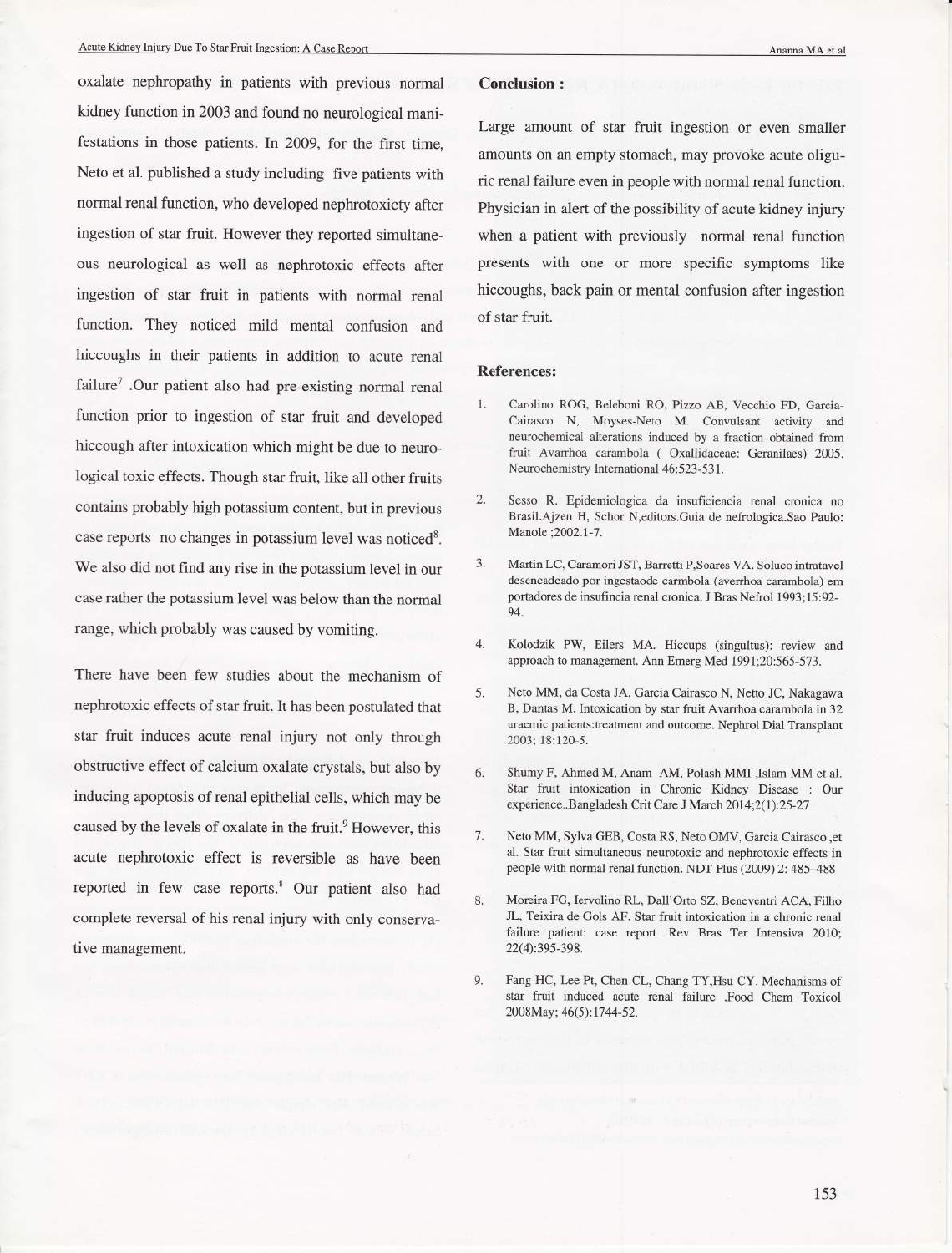oxalate nephropathy in patients with previous normal kidney function in 2003 and found no neurological manifestations in those patients. In 2009, for the first time, Neto et al. published a study including five patients with normal renal function, who developed nephrotoxicty after ingestion of star fruit. However they reported simultaneous neurological as well as nephrotoxic effects after ingestion of star fruit in patients with normal renal function. They noticed mild mental confusion and hiccoughs in their patients in addition to acute renal failure[7] .Our patient also had pre-existing normal renal function prior to ingestion of star fruit and developed hiccough after intoxication which might be due to neurological toxic effects. Though star fruit, like all other fruits contains probably high potassium content, but in previous case reports no changes in potassium level was noticed[8]. We also did not find any rise in the potassium level in our case rather the potassium level was below than the normal range, which probably was caused by vomiting.

There have been few studies about the mechanism of nephrotoxic effects of star fruit. It has been postulated that star fruit induces acute renal injury not only through obstructive effect of calcium oxalate crystals, but also by inducing apoptosis of renal epithelial cells, which may be caused by the levels of oxalate in the fruit.[9] However, this acute nephrotoxic effect is reversible as have been reported in few case reports.[8] Our patient also had complete reversal of his renal injury with only conservative management.

## Conclusion :

Large amount of star fruit ingestion or even smaller amounts on an empty stomach, may provoke acute oliguric renal failure even in people with normal renal function. Physician in alert of the possibility of acute kidney injury when a patient with previously normal renal function presents with one or more specific symptoms like hiccoughs, back pain or mental confusion after ingestion of star fruit.

### References:

1. Carolino ROG, Beleboni RO, Pizzo AB, Vecchio FD, Garcia-Cairasco N, Moyses-Neto M. Convulsant activity and neurochemical alterations induced by a fraction obtained from fruit Avarrhoa carambola ( Oxallidaceae: Geranilaes) 2005. Neurochemistry International 46:523-531.

2. Sesso R. Epidemiologica da insuficiencia renal cronica no Brasil.Ajzen H, Schor N,editors.Guia de nefrologica.Sao Paulo: Manole ;2002.1-7.

3. Martin LC, Caramori JST, Barretti P,Soares VA. Soluco intratavel desencadeado por ingestaode carmbola (averrhoa carambola) em portadores de insufincia renal cronica. J Bras Nefrol 1993;15:92-94.

4. Kolodzik PW, Eilers MA. Hiccups (singultus): review and approach to management. Ann Emerg Med 1991;20:565-573.

5. Neto MM, da Costa JA, Garcia Cairasco N, Netto JC, Nakagawa B, Dantas M. Intoxication by star fruit Avarrhoa carambola in 32 uraemic patients:treatment and outcome. Nephrol Dial Transplant 2003; 18:120-5.

6. Shumy F, Ahmed M, Anam AM, Polash MMI ,Islam MM et al. Star fruit intoxication in Chronic Kidney Disease : Our experience..Bangladesh Crit Care J March 2014;2(1):25-27

7. Neto MM, Sylva GEB, Costa RS, Neto OMV, Garcia Cairasco ,et al. Star fruit simultaneous neurotoxic and nephrotoxic effects in people with normal renal function. NDT Plus (2009) 2: 485–488

8. Moreira FG, Iervolino RL, Dall'Orto SZ, Beneventri ACA, Filho JL, Teixira de Gols AF. Star fruit intoxication in a chronic renal failure patient: case report. Rev Bras Ter Intensiva 2010; 22(4):395-398.

9. Fang HC, Lee Pt, Chen CL, Chang TY,Hsu CY. Mechanisms of star fruit induced acute renal failure .Food Chem Toxicol 2008May; 46(5):1744-52.